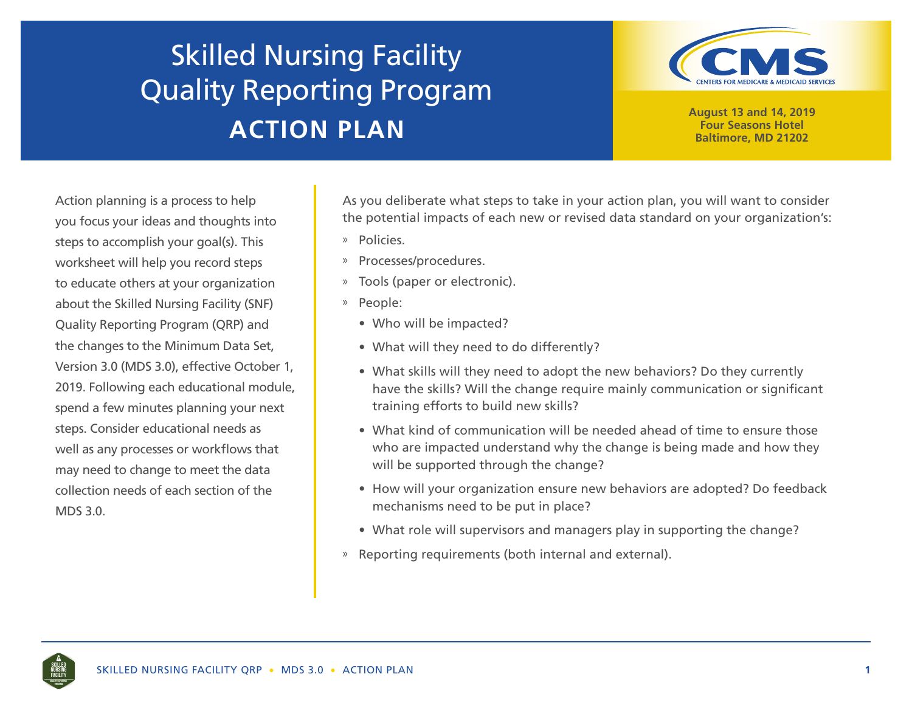# Skilled Nursing Facility Quality Reporting Program

## ACTION PLAN

**August 13 and 14, 2019**
**Four Seasons Hotel**
**Baltimore, MD 21202**

Action planning is a process to help you focus your ideas and thoughts into steps to accomplish your goal(s). This worksheet will help you record steps to educate others at your organization about the Skilled Nursing Facility (SNF) Quality Reporting Program (QRP) and the changes to the Minimum Data Set, Version 3.0 (MDS 3.0), effective October 1, 2019. Following each educational module, spend a few minutes planning your next steps. Consider educational needs as well as any processes or workflows that may need to change to meet the data collection needs of each section of the MDS 3.0.

As you deliberate what steps to take in your action plan, you will want to consider the potential impacts of each new or revised data standard on your organization's:

- Policies.
- Processes/procedures.
- Tools (paper or electronic).
- People:
  - Who will be impacted?
  - What will they need to do differently?
  - What skills will they need to adopt the new behaviors? Do they currently have the skills? Will the change require mainly communication or significant training efforts to build new skills?
  - What kind of communication will be needed ahead of time to ensure those who are impacted understand why the change is being made and how they will be supported through the change?
  - How will your organization ensure new behaviors are adopted? Do feedback mechanisms need to be put in place?
  - What role will supervisors and managers play in supporting the change?
- Reporting requirements (both internal and external).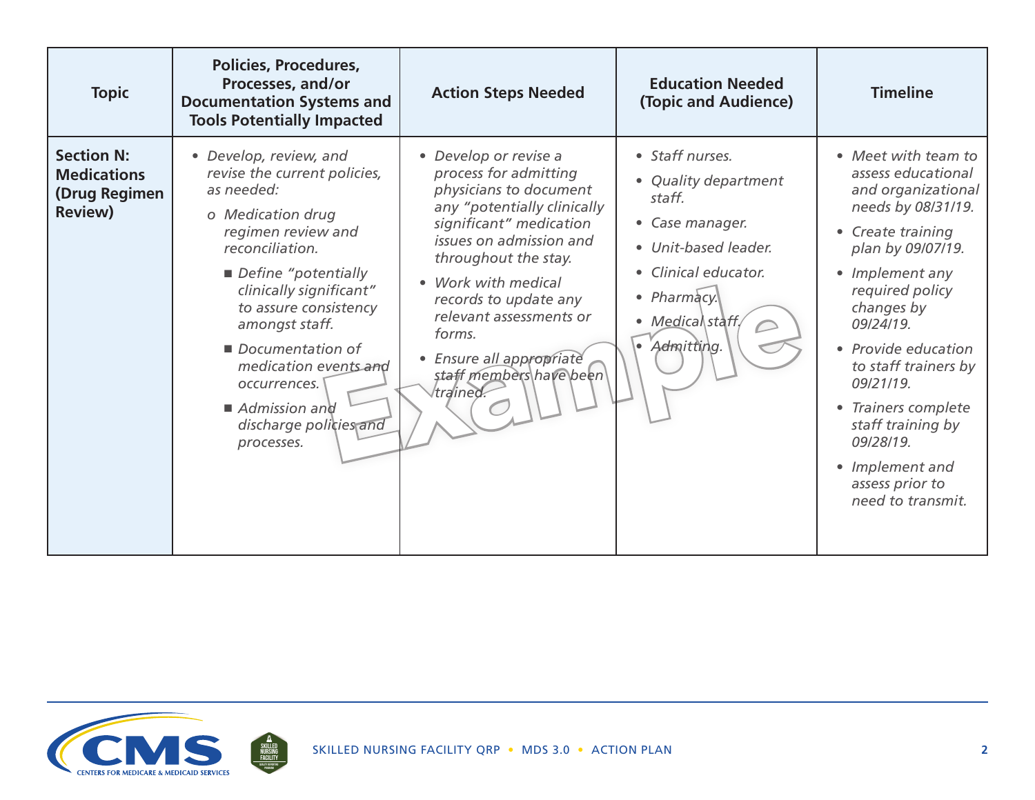| Topic | Policies, Procedures, Processes, and/or Documentation Systems and Tools Potentially Impacted | Action Steps Needed | Education Needed (Topic and Audience) | Timeline |
|---|---|---|---|---|
| **Section N: Medications (Drug Regimen Review)** | • *Develop, review, and revise the current policies, as needed:*<br>o *Medication drug regimen review and reconciliation.*<br>■ *Define "potentially clinically significant" to assure consistency amongst staff.*<br>■ *Documentation of medication events and occurrences.*<br>■ *Admission and discharge policies and processes.* | • *Develop or revise a process for admitting physicians to document any "potentially clinically significant" medication issues on admission and throughout the stay.*<br>• *Work with medical records to update any relevant assessments or forms.*<br>• *Ensure all appropriate staff members have been trained.* | • *Staff nurses.*<br>• *Quality department staff.*<br>• *Case manager.*<br>• *Unit-based leader.*<br>• *Clinical educator.*<br>• *Pharmacy.*<br>• *Medical staff.*<br>• *Admitting.* | • *Meet with team to assess educational and organizational needs by 08/31/19.*<br>• *Create training plan by 09/07/19.*<br>• *Implement any required policy changes by 09/24/19.*<br>• *Provide education to staff trainers by 09/21/19.*<br>• *Trainers complete staff training by 09/28/19.*<br>• *Implement and assess prior to need to transmit.* |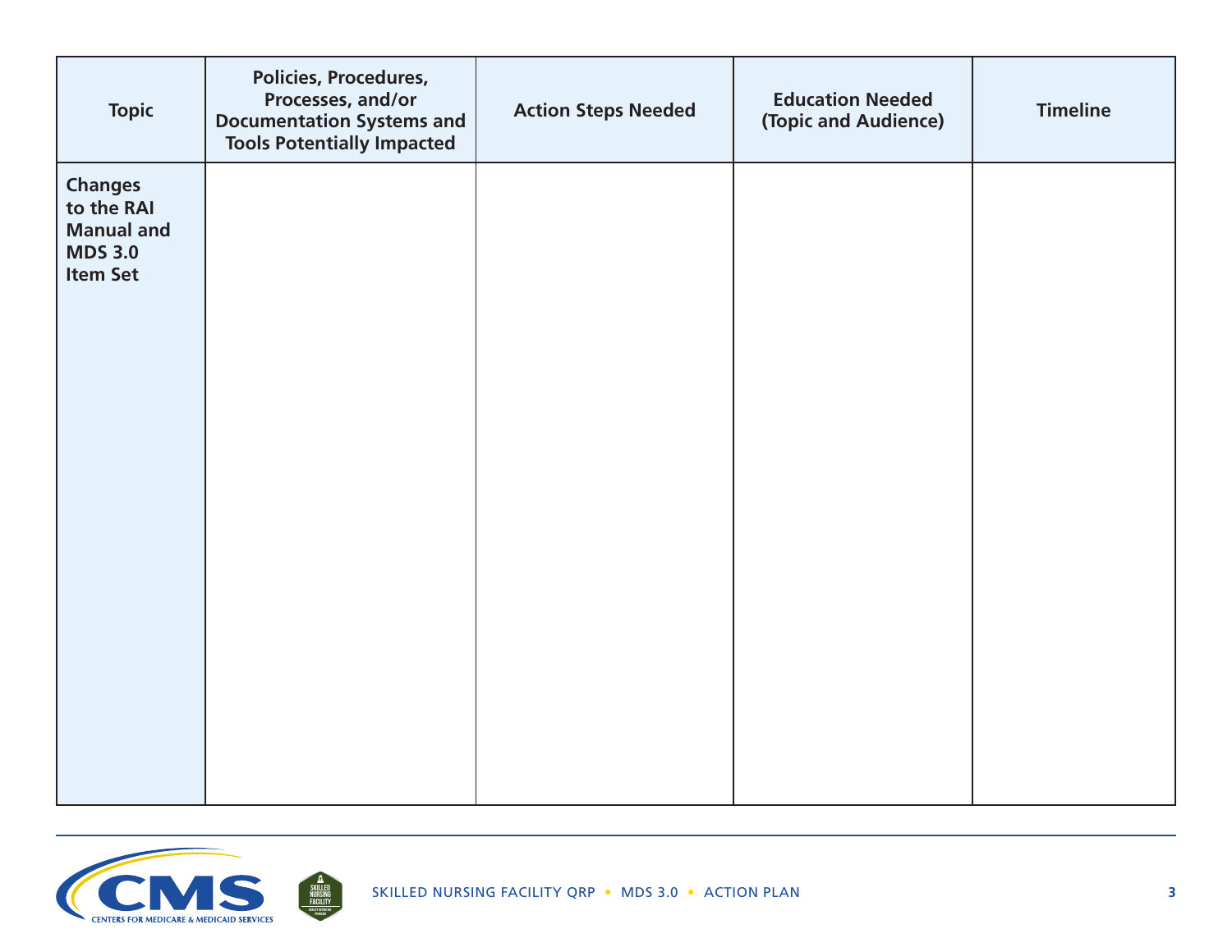| Topic | Policies, Procedures, Processes, and/or Documentation Systems and Tools Potentially Impacted | Action Steps Needed | Education Needed (Topic and Audience) | Timeline |
|---|---|---|---|---|
| **Changes to the RAI Manual and MDS 3.0 Item Set** | | | | |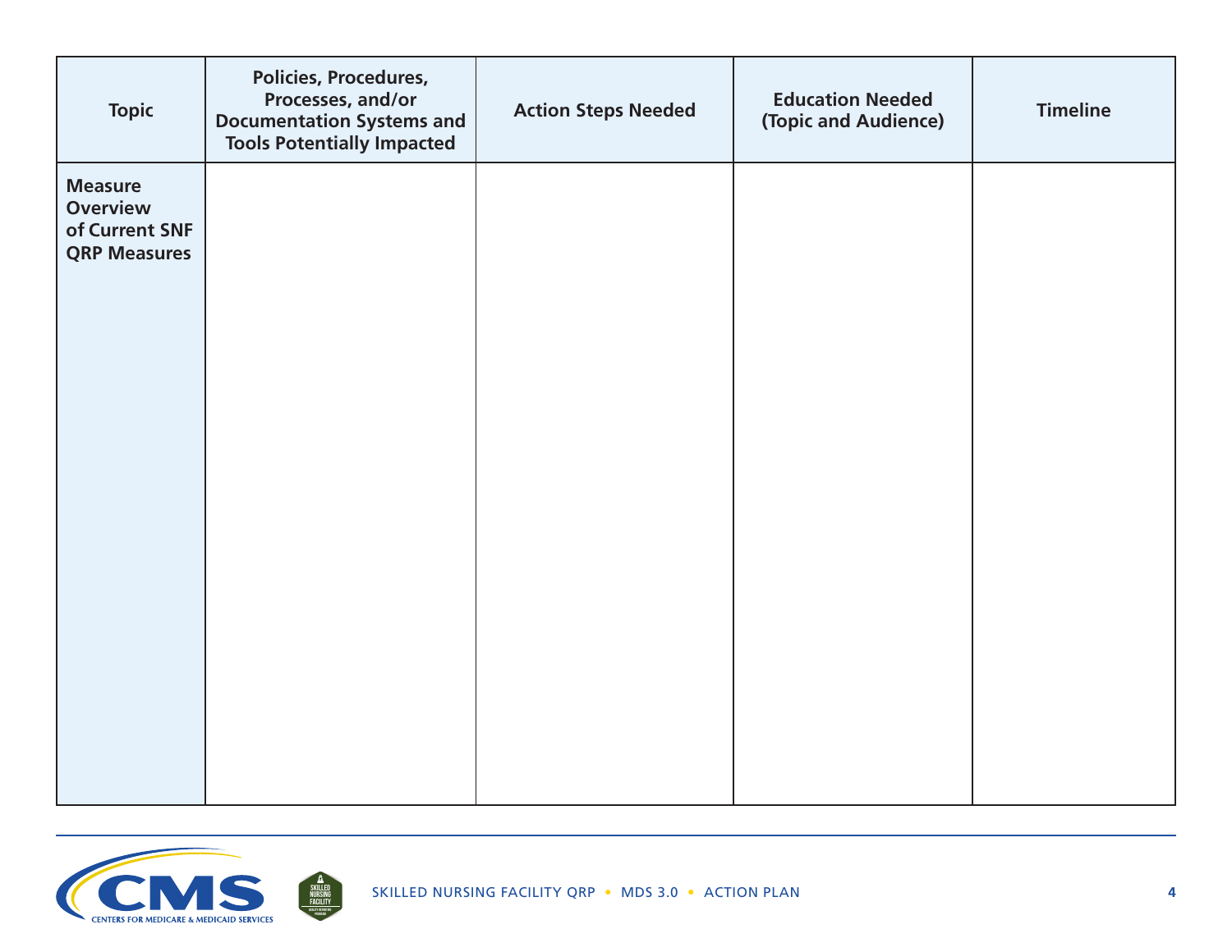| Topic | Policies, Procedures, Processes, and/or Documentation Systems and Tools Potentially Impacted | Action Steps Needed | Education Needed (Topic and Audience) | Timeline |
|---|---|---|---|---|
| **Measure Overview of Current SNF QRP Measures** | | | | |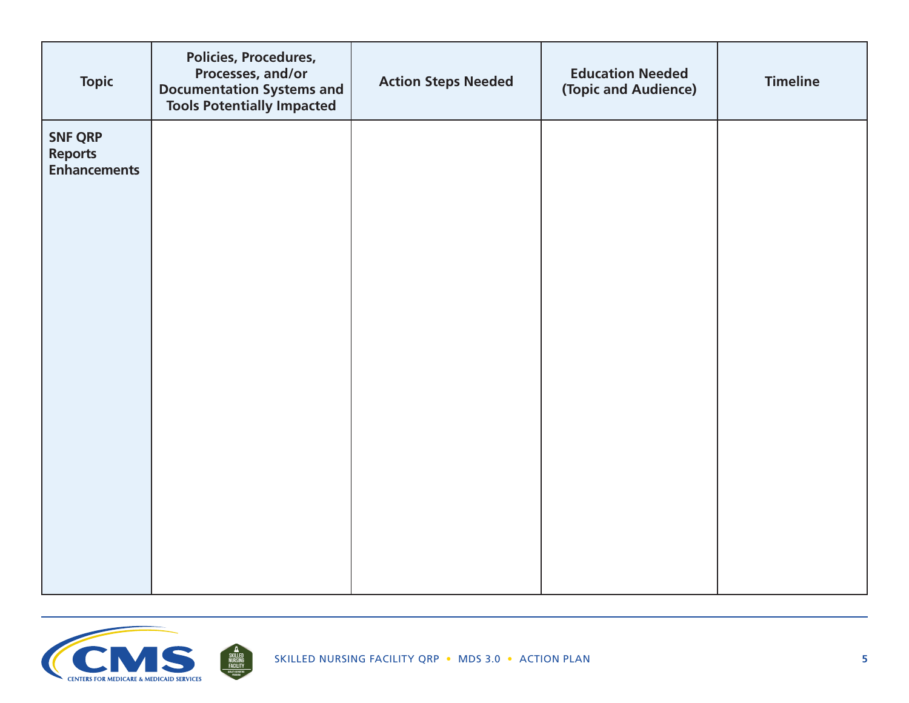| Topic | Policies, Procedures, Processes, and/or Documentation Systems and Tools Potentially Impacted | Action Steps Needed | Education Needed (Topic and Audience) | Timeline |
|---|---|---|---|---|
| **SNF QRP Reports Enhancements** | | | | |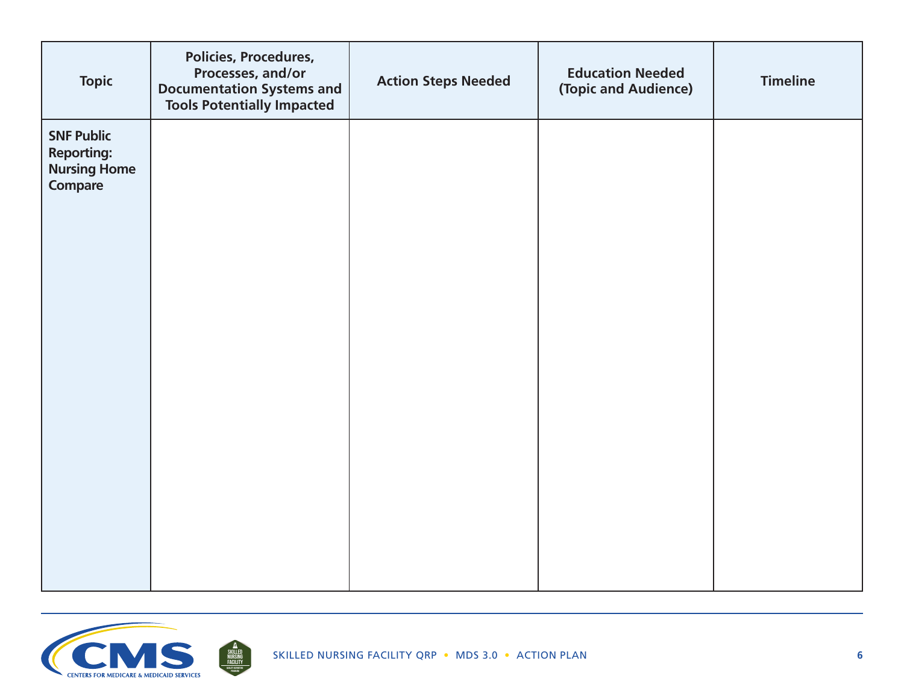| Topic | Policies, Procedures, Processes, and/or Documentation Systems and Tools Potentially Impacted | Action Steps Needed | Education Needed (Topic and Audience) | Timeline |
|---|---|---|---|---|
| **SNF Public Reporting: Nursing Home Compare** | | | | |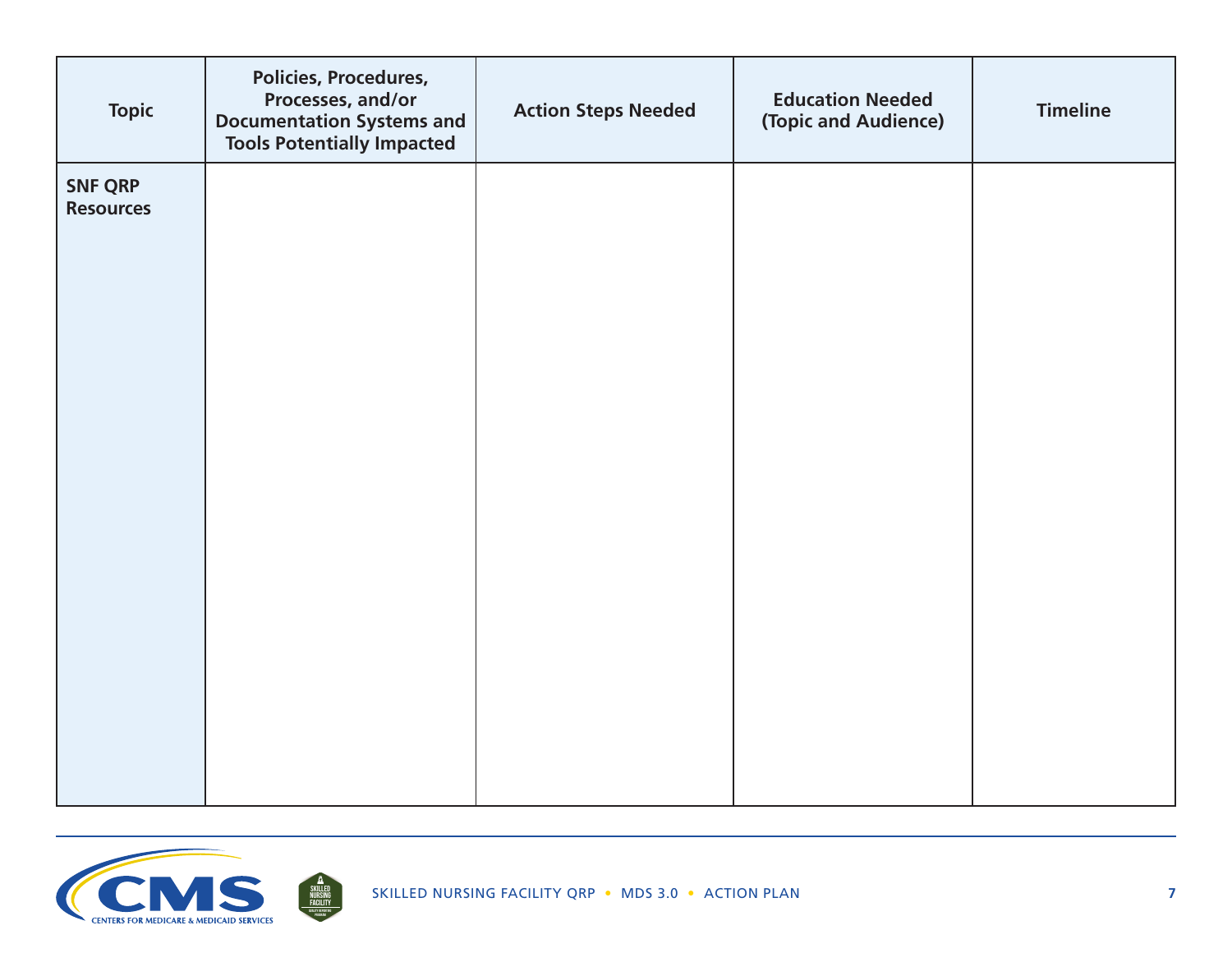| Topic | Policies, Procedures, Processes, and/or Documentation Systems and Tools Potentially Impacted | Action Steps Needed | Education Needed (Topic and Audience) | Timeline |
|---|---|---|---|---|
| **SNF QRP Resources** | | | | |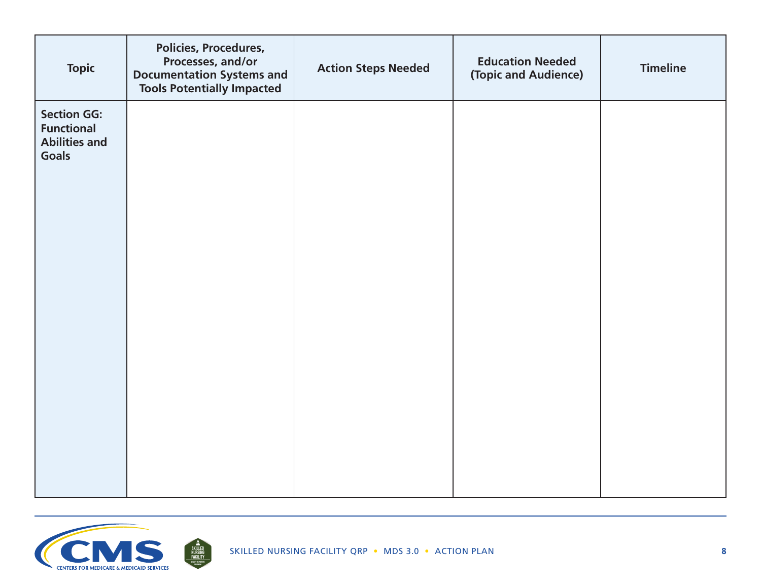| Topic | Policies, Procedures, Processes, and/or Documentation Systems and Tools Potentially Impacted | Action Steps Needed | Education Needed (Topic and Audience) | Timeline |
| --- | --- | --- | --- | --- |
| **Section GG: Functional Abilities and Goals** | | | | |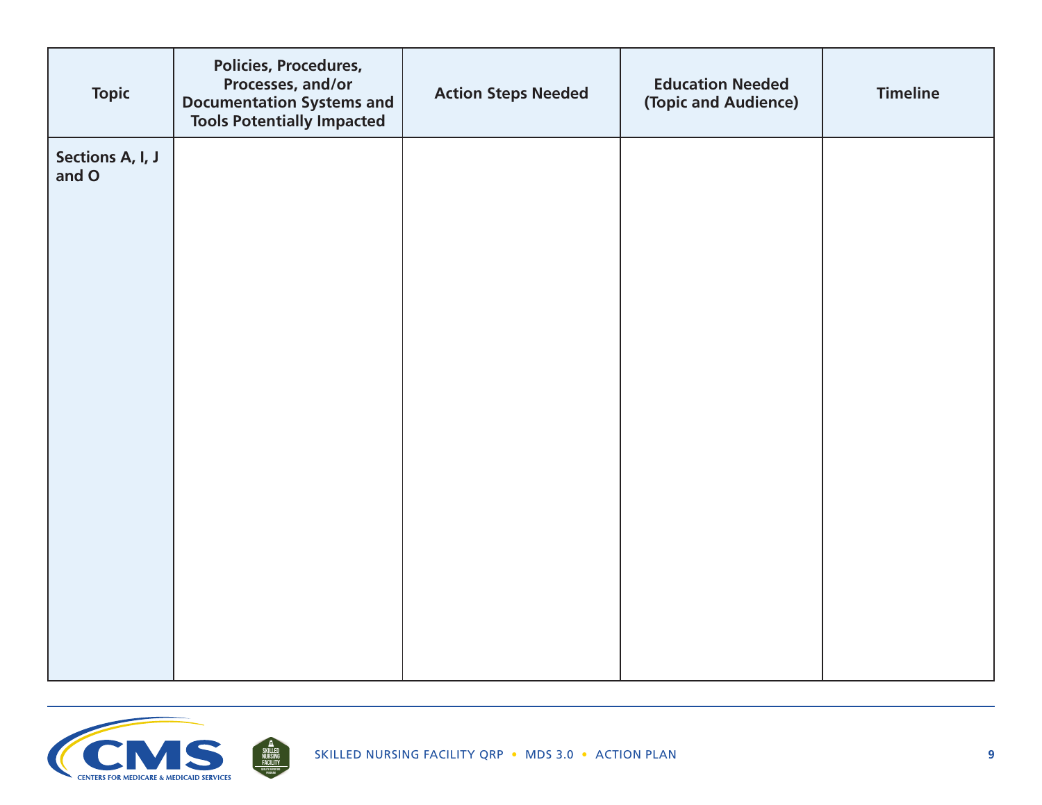| Topic | Policies, Procedures, Processes, and/or Documentation Systems and Tools Potentially Impacted | Action Steps Needed | Education Needed (Topic and Audience) | Timeline |
|---|---|---|---|---|
| Sections A, I, J and O | | | | |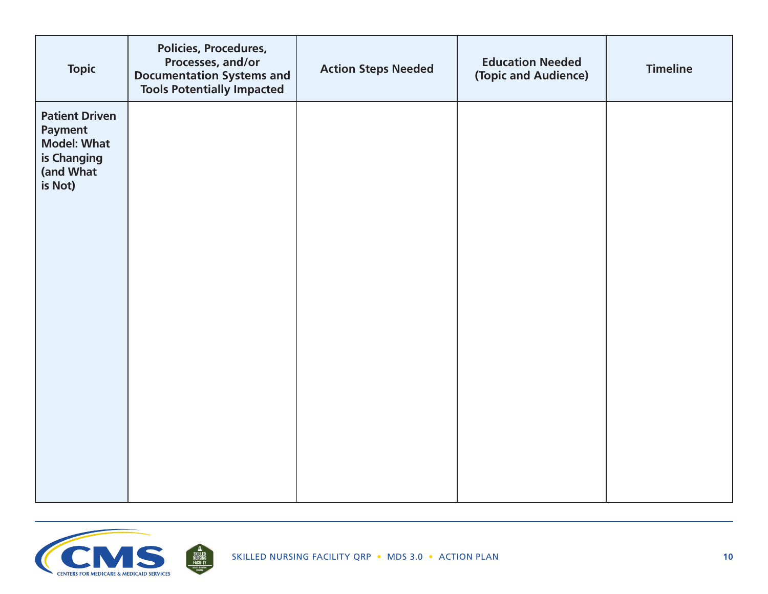| Topic | Policies, Procedures, Processes, and/or Documentation Systems and Tools Potentially Impacted | Action Steps Needed | Education Needed (Topic and Audience) | Timeline |
|---|---|---|---|---|
| **Patient Driven Payment Model: What is Changing (and What is Not)** | | | | |